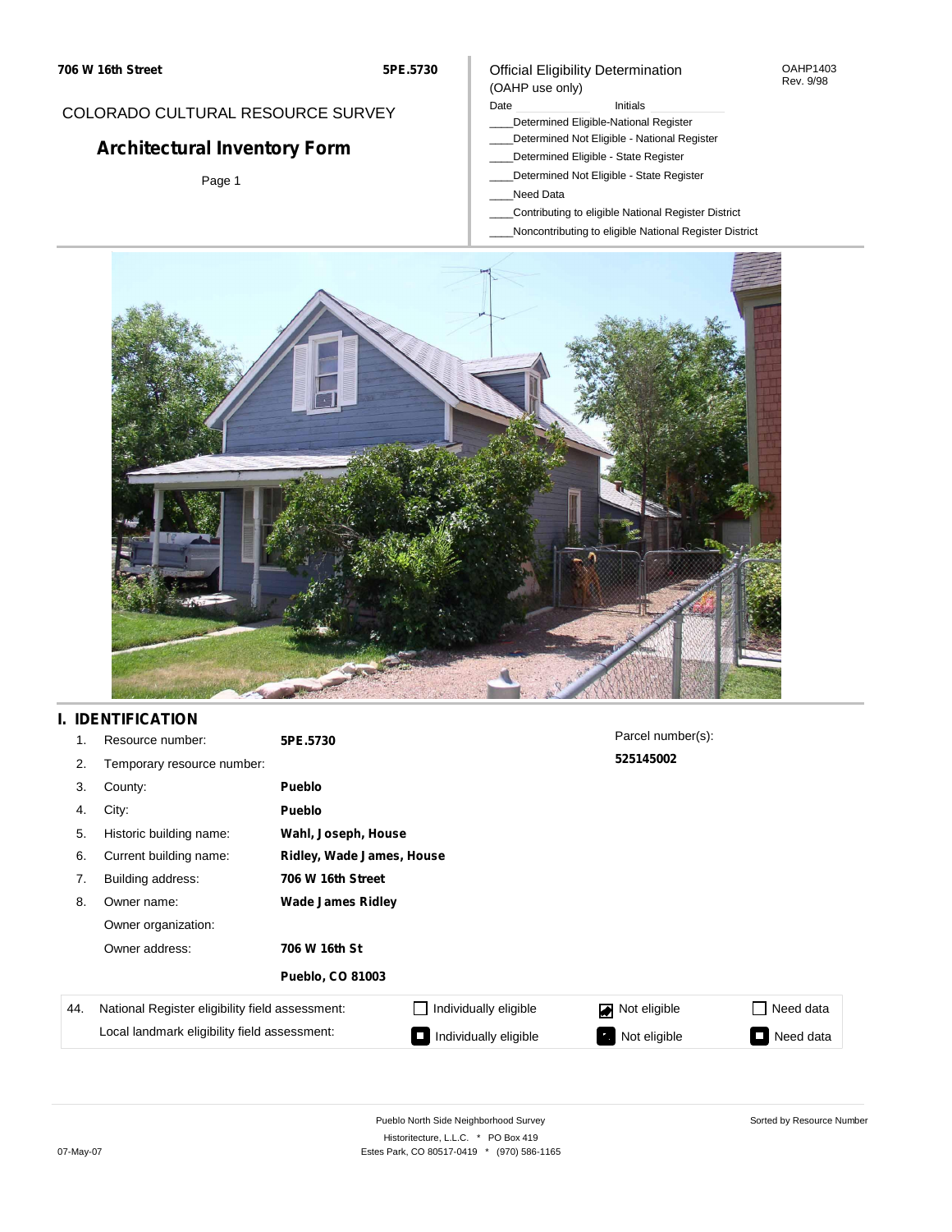706 W 16th Street **5PE.5730**

COLORADO CULTURAL RESOURCE SURVEY

# Architectural Inventory Form

Page 1

Official Eligibility Determination
(OAHP use only)

OAHP1403
Rev. 9/98

Date ______ Initials ______

____Determined Eligible-National Register
____Determined Not Eligible - National Register
____Determined Eligible - State Register
____Determined Not Eligible - State Register
____Need Data
____Contributing to eligible National Register District
____Noncontributing to eligible National Register District

## I. IDENTIFICATION

1. Resource number: **5PE.5730**
2. Temporary resource number:
3. County: **Pueblo**
4. City: **Pueblo**
5. Historic building name: **Wahl, Joseph, House**
6. Current building name: **Ridley, Wade James, House**
7. Building address: **706 W 16th Street**
8. Owner name: **Wade James Ridley**
   Owner organization:
   Owner address: **706 W 16th St**
   **Pueblo, CO 81003**

Parcel number(s):
**525145002**

| 44. | National Register eligibility field assessment: | ☐ Individually eligible | ☑ Not eligible | ☐ Need data |
|---|---|---|---|---|
| | Local landmark eligibility field assessment: | ■ Individually eligible | ■ Not eligible | ■ Need data |

Pueblo North Side Neighborhood Survey
Historitecture, L.L.C. * PO Box 419
Estes Park, CO 80517-0419 * (970) 586-1165

Sorted by Resource Number

07-May-07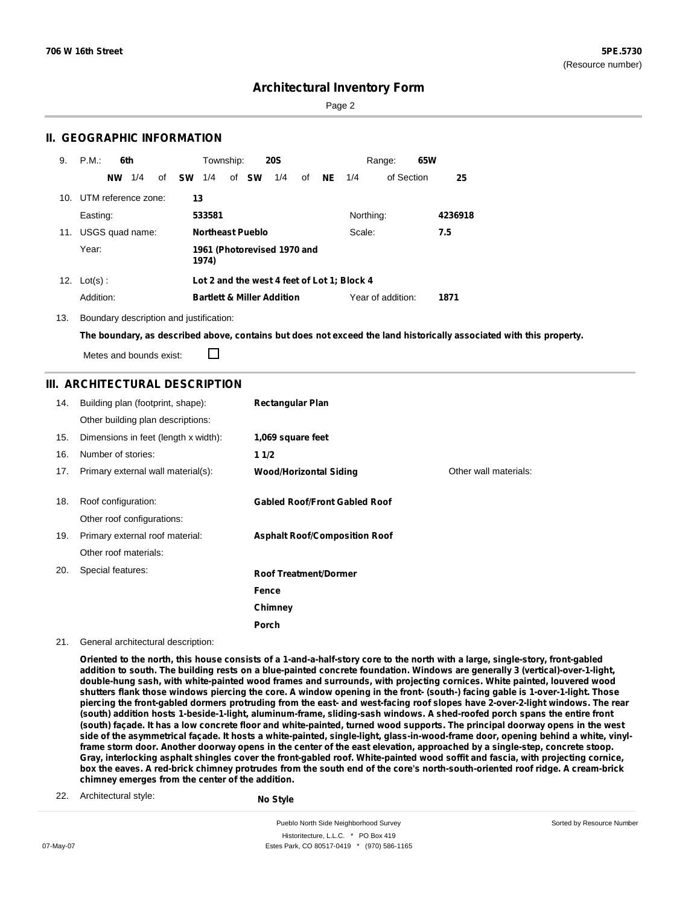## II. GEOGRAPHIC INFORMATION

9. P.M.: **6th** Township: **20S** Range: **65W**
   **NW** 1/4 of **SW** 1/4 of **SW** 1/4 of **NE** 1/4 of Section **25**

10. UTM reference zone: **13**
    Easting: **533581** Northing: **4236918**

11. USGS quad name: **Northeast Pueblo** Scale: **7.5**
    Year: **1961 (Photorevised 1970 and 1974)**

12. Lot(s): **Lot 2 and the west 4 feet of Lot 1; Block 4**
    Addition: **Bartlett & Miller Addition** Year of addition: **1871**

13. Boundary description and justification:

**The boundary, as described above, contains but does not exceed the land historically associated with this property.**

Metes and bounds exist: ☐

## III. ARCHITECTURAL DESCRIPTION

14. Building plan (footprint, shape): **Rectangular Plan**
    Other building plan descriptions:
15. Dimensions in feet (length x width): **1,069 square feet**
16. Number of stories: **1 1/2**
17. Primary external wall material(s): **Wood/Horizontal Siding** Other wall materials:
18. Roof configuration: **Gabled Roof/Front Gabled Roof**
    Other roof configurations:
19. Primary external roof material: **Asphalt Roof/Composition Roof**
    Other roof materials:
20. Special features: **Roof Treatment/Dormer**
    **Fence**
    **Chimney**
    **Porch**
21. General architectural description:

**Oriented to the north, this house consists of a 1-and-a-half-story core to the north with a large, single-story, front-gabled addition to south. The building rests on a blue-painted concrete foundation. Windows are generally 3 (vertical)-over-1-light, double-hung sash, with white-painted wood frames and surrounds, with projecting cornices. White painted, louvered wood shutters flank those windows piercing the core. A window opening in the front- (south-) facing gable is 1-over-1-light. Those piercing the front-gabled dormers protruding from the east- and west-facing roof slopes have 2-over-2-light windows. The rear (south) addition hosts 1-beside-1-light, aluminum-frame, sliding-sash windows. A shed-roofed porch spans the entire front (south) façade. It has a low concrete floor and white-painted, turned wood supports. The principal doorway opens in the west side of the asymmetrical façade. It hosts a white-painted, single-light, glass-in-wood-frame door, opening behind a white, vinyl-frame storm door. Another doorway opens in the center of the east elevation, approached by a single-step, concrete stoop. Gray, interlocking asphalt shingles cover the front-gabled roof. White-painted wood soffit and fascia, with projecting cornice, box the eaves. A red-brick chimney protrudes from the south end of the core's north-south-oriented roof ridge. A cream-brick chimney emerges from the center of the addition.**

22. Architectural style: **No Style**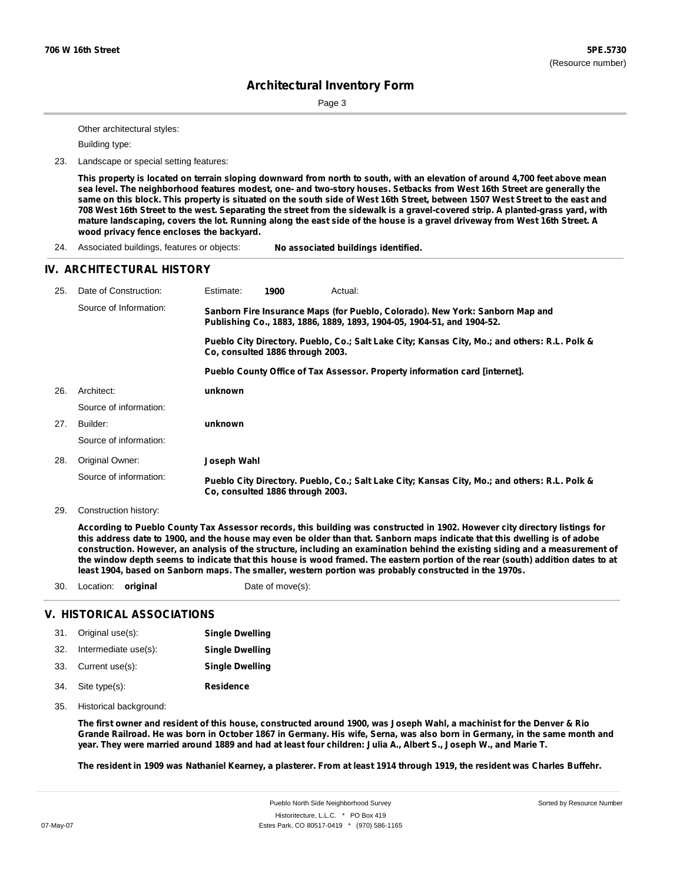Other architectural styles:

Building type:

23. Landscape or special setting features:

**This property is located on terrain sloping downward from north to south, with an elevation of around 4,700 feet above mean sea level. The neighborhood features modest, one- and two-story houses. Setbacks from West 16th Street are generally the same on this block. This property is situated on the south side of West 16th Street, between 1507 West Street to the east and 708 West 16th Street to the west. Separating the street from the sidewalk is a gravel-covered strip. A planted-grass yard, with mature landscaping, covers the lot. Running along the east side of the house is a gravel driveway from West 16th Street. A wood privacy fence encloses the backyard.**

24. Associated buildings, features or objects: **No associated buildings identified.**

## IV. ARCHITECTURAL HISTORY

25. Date of Construction: Estimate: **1900** Actual:

Source of Information: **Sanborn Fire Insurance Maps (for Pueblo, Colorado). New York: Sanborn Map and Publishing Co., 1883, 1886, 1889, 1893, 1904-05, 1904-51, and 1904-52.**

**Pueblo City Directory. Pueblo, Co.; Salt Lake City; Kansas City, Mo.; and others: R.L. Polk & Co, consulted 1886 through 2003.**

**Pueblo County Office of Tax Assessor. Property information card [internet].**

26. Architect: **unknown**

Source of information:

27. Builder: **unknown**

Source of information:

28. Original Owner: **Joseph Wahl**

Source of information: **Pueblo City Directory. Pueblo, Co.; Salt Lake City; Kansas City, Mo.; and others: R.L. Polk & Co, consulted 1886 through 2003.**

29. Construction history:

**According to Pueblo County Tax Assessor records, this building was constructed in 1902. However city directory listings for this address date to 1900, and the house may even be older than that. Sanborn maps indicate that this dwelling is of adobe construction. However, an analysis of the structure, including an examination behind the existing siding and a measurement of the window depth seems to indicate that this house is wood framed. The eastern portion of the rear (south) addition dates to at least 1904, based on Sanborn maps. The smaller, western portion was probably constructed in the 1970s.**

30. Location: **original** Date of move(s):

## V. HISTORICAL ASSOCIATIONS

31. Original use(s): **Single Dwelling**
32. Intermediate use(s): **Single Dwelling**
33. Current use(s): **Single Dwelling**
34. Site type(s): **Residence**
35. Historical background:

**The first owner and resident of this house, constructed around 1900, was Joseph Wahl, a machinist for the Denver & Rio Grande Railroad. He was born in October 1867 in Germany. His wife, Serna, was also born in Germany, in the same month and year. They were married around 1889 and had at least four children: Julia A., Albert S., Joseph W., and Marie T.**

**The resident in 1909 was Nathaniel Kearney, a plasterer. From at least 1914 through 1919, the resident was Charles Buffehr.**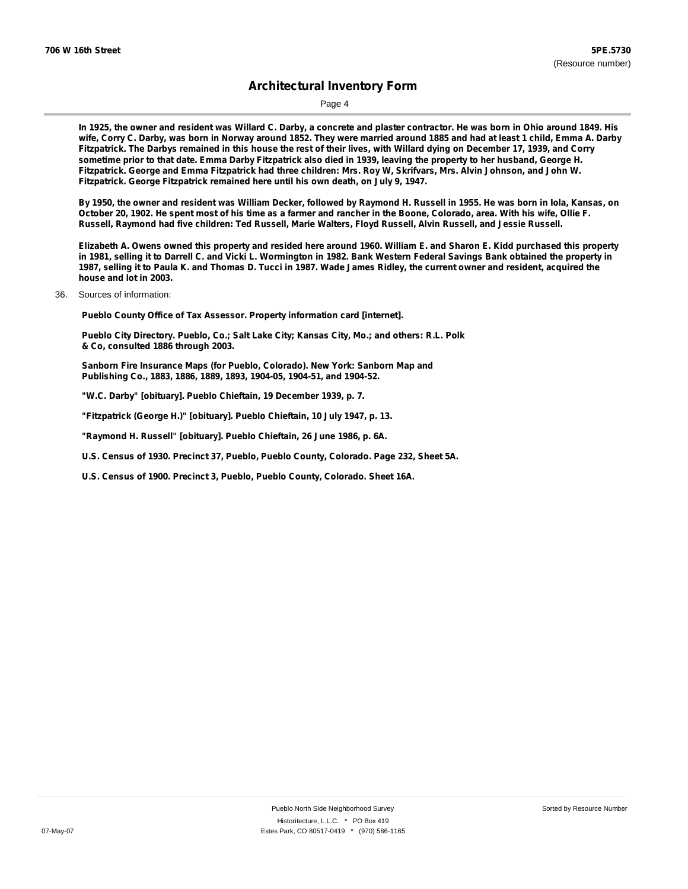**In 1925, the owner and resident was Willard C. Darby, a concrete and plaster contractor. He was born in Ohio around 1849. His wife, Corry C. Darby, was born in Norway around 1852. They were married around 1885 and had at least 1 child, Emma A. Darby Fitzpatrick. The Darbys remained in this house the rest of their lives, with Willard dying on December 17, 1939, and Corry sometime prior to that date. Emma Darby Fitzpatrick also died in 1939, leaving the property to her husband, George H. Fitzpatrick. George and Emma Fitzpatrick had three children: Mrs. Roy W, Skrifvars, Mrs. Alvin Johnson, and John W. Fitzpatrick. George Fitzpatrick remained here until his own death, on July 9, 1947.**

**By 1950, the owner and resident was William Decker, followed by Raymond H. Russell in 1955. He was born in Iola, Kansas, on October 20, 1902. He spent most of his time as a farmer and rancher in the Boone, Colorado, area. With his wife, Ollie F. Russell, Raymond had five children: Ted Russell, Marie Walters, Floyd Russell, Alvin Russell, and Jessie Russell.**

**Elizabeth A. Owens owned this property and resided here around 1960. William E. and Sharon E. Kidd purchased this property in 1981, selling it to Darrell C. and Vicki L. Wormington in 1982. Bank Western Federal Savings Bank obtained the property in 1987, selling it to Paula K. and Thomas D. Tucci in 1987. Wade James Ridley, the current owner and resident, acquired the house and lot in 2003.**

36. Sources of information:

**Pueblo County Office of Tax Assessor. Property information card [internet].**

**Pueblo City Directory. Pueblo, Co.; Salt Lake City; Kansas City, Mo.; and others: R.L. Polk & Co, consulted 1886 through 2003.**

**Sanborn Fire Insurance Maps (for Pueblo, Colorado). New York: Sanborn Map and Publishing Co., 1883, 1886, 1889, 1893, 1904-05, 1904-51, and 1904-52.**

**"W.C. Darby" [obituary]. Pueblo Chieftain, 19 December 1939, p. 7.**

**"Fitzpatrick (George H.)" [obituary]. Pueblo Chieftain, 10 July 1947, p. 13.**

**"Raymond H. Russell" [obituary]. Pueblo Chieftain, 26 June 1986, p. 6A.**

**U.S. Census of 1930. Precinct 37, Pueblo, Pueblo County, Colorado. Page 232, Sheet 5A.**

**U.S. Census of 1900. Precinct 3, Pueblo, Pueblo County, Colorado. Sheet 16A.**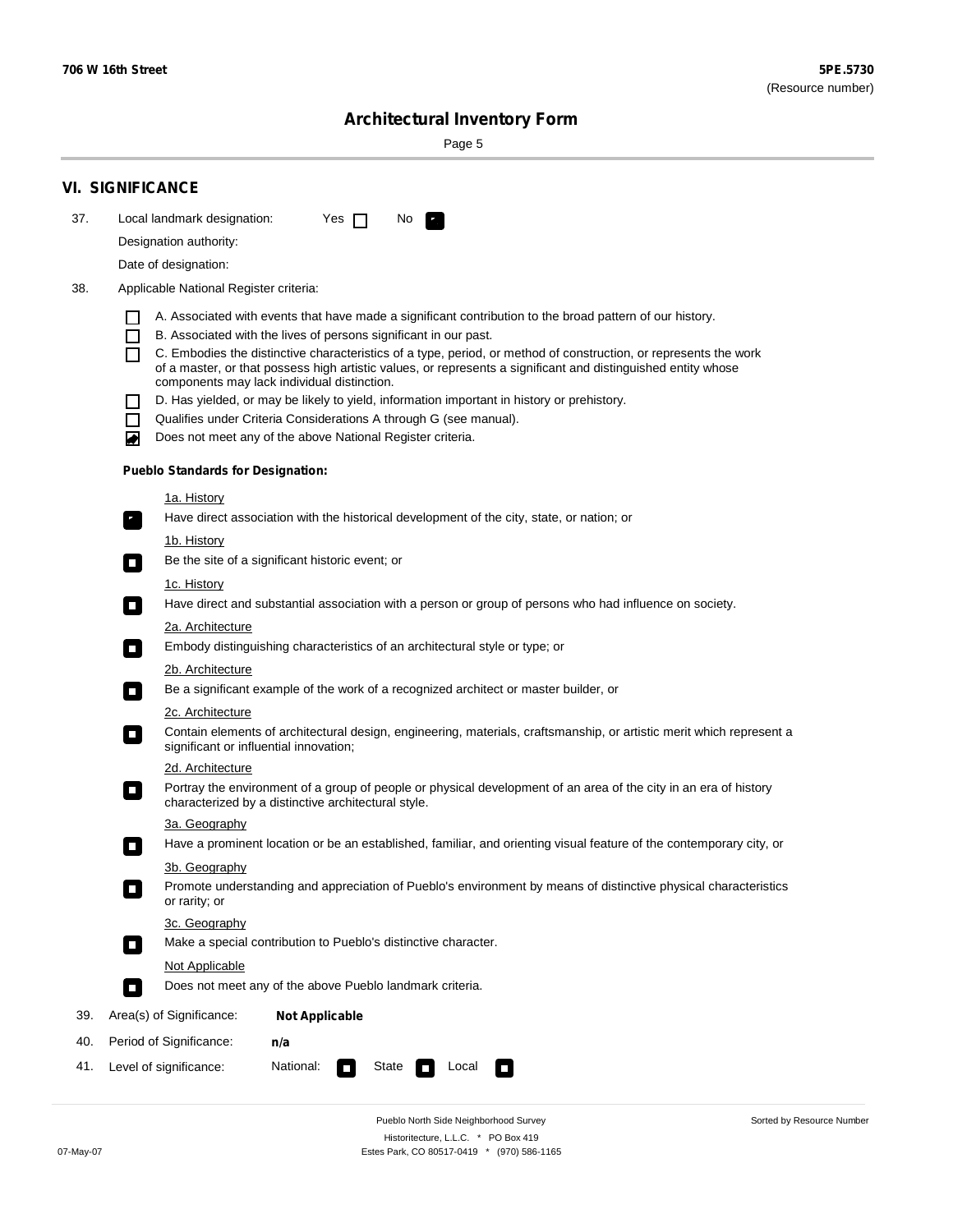## VI. SIGNIFICANCE

37. Local landmark designation: Yes ☐ No ☑

Designation authority:

Date of designation:

38. Applicable National Register criteria:

- ☐ A. Associated with events that have made a significant contribution to the broad pattern of our history.
- ☐ B. Associated with the lives of persons significant in our past.
- ☐ C. Embodies the distinctive characteristics of a type, period, or method of construction, or represents the work of a master, or that possess high artistic values, or represents a significant and distinguished entity whose components may lack individual distinction.
- ☐ D. Has yielded, or may be likely to yield, information important in history or prehistory.
- ☐ Qualifies under Criteria Considerations A through G (see manual).
- ☑ Does not meet any of the above National Register criteria.

**Pueblo Standards for Designation:**

1a. History
☑ Have direct association with the historical development of the city, state, or nation; or

1b. History
☐ Be the site of a significant historic event; or

1c. History
☐ Have direct and substantial association with a person or group of persons who had influence on society.

2a. Architecture
☐ Embody distinguishing characteristics of an architectural style or type; or

2b. Architecture
☐ Be a significant example of the work of a recognized architect or master builder, or

2c. Architecture
☐ Contain elements of architectural design, engineering, materials, craftsmanship, or artistic merit which represent a significant or influential innovation;

2d. Architecture
☐ Portray the environment of a group of people or physical development of an area of the city in an era of history characterized by a distinctive architectural style.

3a. Geography
☐ Have a prominent location or be an established, familiar, and orienting visual feature of the contemporary city, or

3b. Geography
☐ Promote understanding and appreciation of Pueblo's environment by means of distinctive physical characteristics or rarity; or

3c. Geography
☐ Make a special contribution to Pueblo's distinctive character.

Not Applicable
☐ Does not meet any of the above Pueblo landmark criteria.

39. Area(s) of Significance: **Not Applicable**

40. Period of Significance: **n/a**

41. Level of significance: National: ☐ State ☐ Local ☐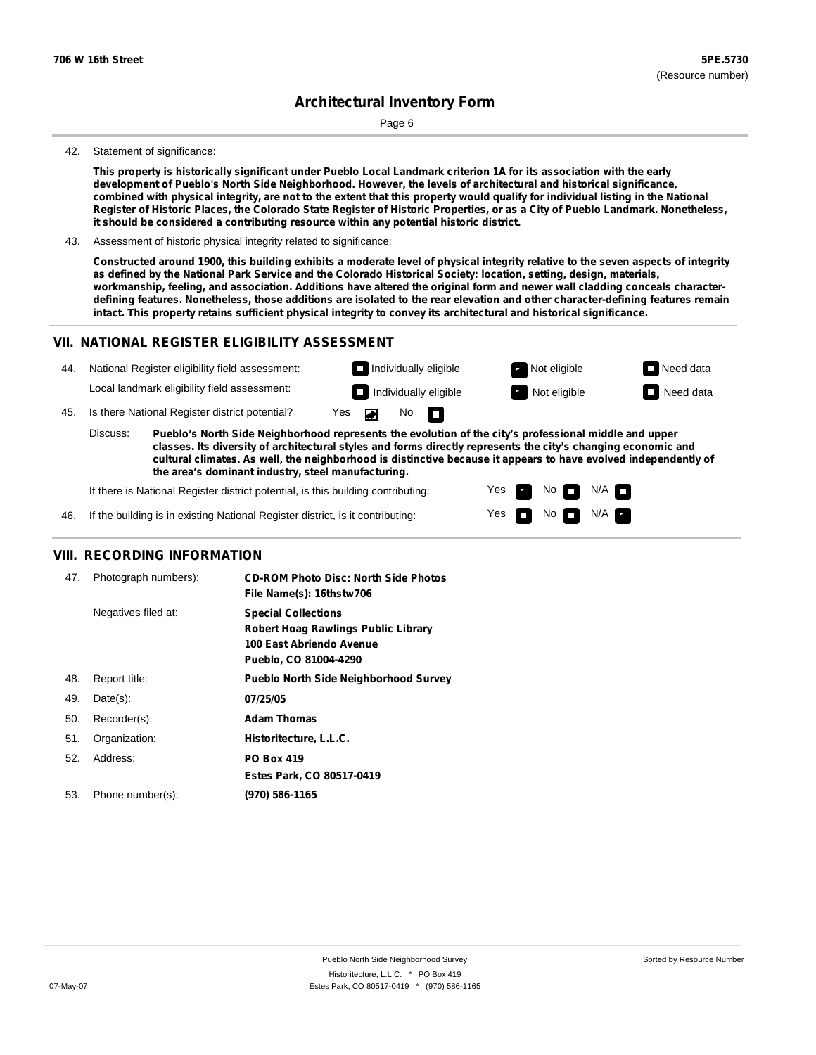**706 W 16th Street** **5PE.5730**
(Resource number)

## Architectural Inventory Form

42. Statement of significance:

**This property is historically significant under Pueblo Local Landmark criterion 1A for its association with the early development of Pueblo's North Side Neighborhood. However, the levels of architectural and historical significance, combined with physical integrity, are not to the extent that this property would qualify for individual listing in the National Register of Historic Places, the Colorado State Register of Historic Properties, or as a City of Pueblo Landmark. Nonetheless, it should be considered a contributing resource within any potential historic district.**

43. Assessment of historic physical integrity related to significance:

**Constructed around 1900, this building exhibits a moderate level of physical integrity relative to the seven aspects of integrity as defined by the National Park Service and the Colorado Historical Society: location, setting, design, materials, workmanship, feeling, and association. Additions have altered the original form and newer wall cladding conceals character-defining features. Nonetheless, those additions are isolated to the rear elevation and other character-defining features remain intact. This property retains sufficient physical integrity to convey its architectural and historical significance.**

## VII. NATIONAL REGISTER ELIGIBILITY ASSESSMENT

44. National Register eligibility field assessment: Individually eligible ☐ Not eligible ☒ Need data ☐

Local landmark eligibility field assessment: Individually eligible ☐ Not eligible ☒ Need data ☐

45. Is there National Register district potential? Yes ☒ No ☐

Discuss: **Pueblo's North Side Neighborhood represents the evolution of the city's professional middle and upper classes. Its diversity of architectural styles and forms directly represents the city's changing economic and cultural climates. As well, the neighborhood is distinctive because it appears to have evolved independently of the area's dominant industry, steel manufacturing.**

If there is National Register district potential, is this building contributing: Yes ☒ No ☐ N/A ☐

46. If the building is in existing National Register district, is it contributing: Yes ☐ No ☐ N/A ☒

## VIII. RECORDING INFORMATION

47. Photograph numbers): **CD-ROM Photo Disc: North Side Photos**
**File Name(s): 16thstw706**

Negatives filed at: **Special Collections**
**Robert Hoag Rawlings Public Library**
**100 East Abriendo Avenue**
**Pueblo, CO 81004-4290**

48. Report title: **Pueblo North Side Neighborhood Survey**

49. Date(s): **07/25/05**

50. Recorder(s): **Adam Thomas**

51. Organization: **Historitecture, L.L.C.**

52. Address: **PO Box 419**
**Estes Park, CO 80517-0419**

53. Phone number(s): **(970) 586-1165**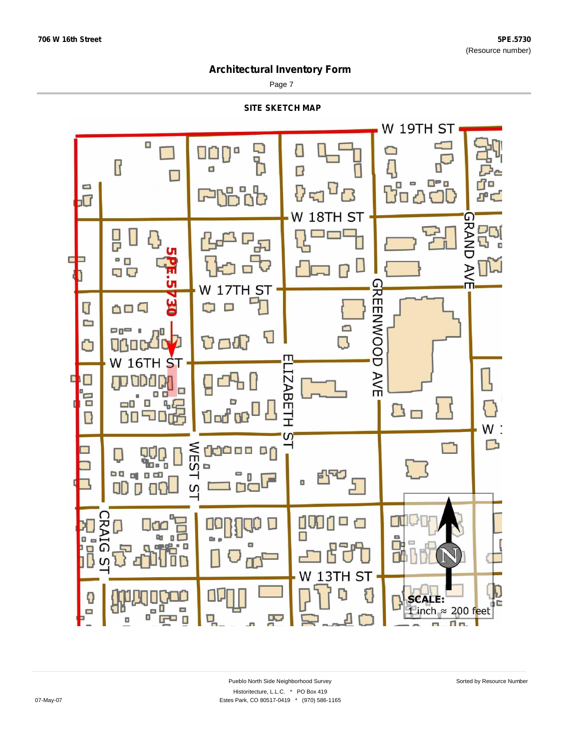# Architectural Inventory Form

## SITE SKETCH MAP

W 19TH ST

W 18TH ST

GRAND AVE

5PE.5730

W 17TH ST

GREENWOOD AVE

W 16TH ST

ELIZABETH ST

WEST ST

CRAIG ST

W 13TH ST

SCALE:
1 inch ≈ 200 feet

Pueblo North Side Neighborhood Survey

Historitecture, L.L.C. * PO Box 419

Estes Park, CO 80517-0419 * (970) 586-1165

Sorted by Resource Number

07-May-07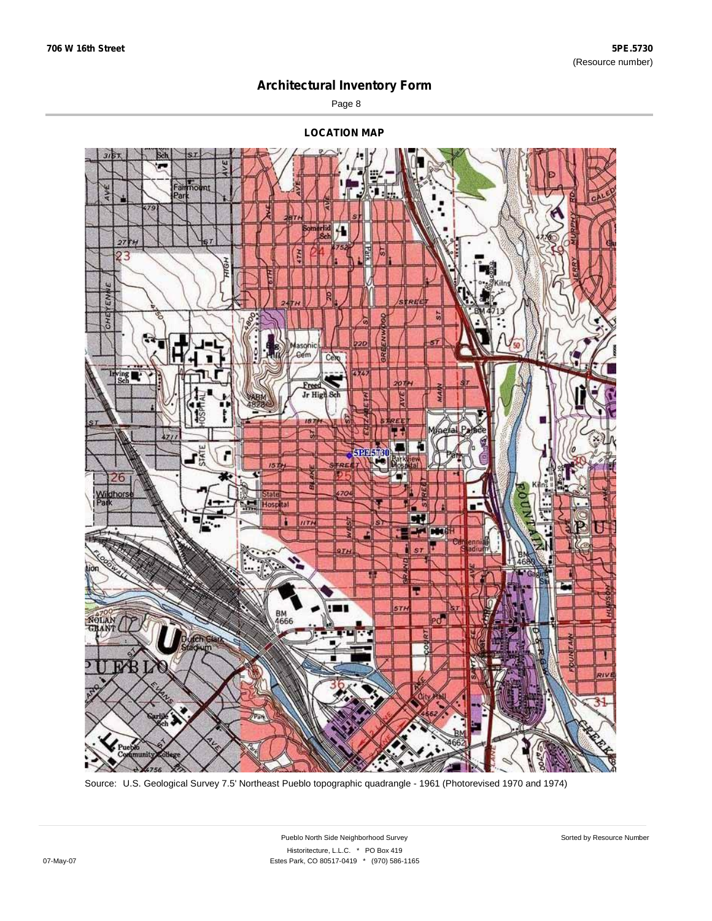# Architectural Inventory Form

## LOCATION MAP

Source: U.S. Geological Survey 7.5' Northeast Pueblo topographic quadrangle - 1961 (Photorevised 1970 and 1974)